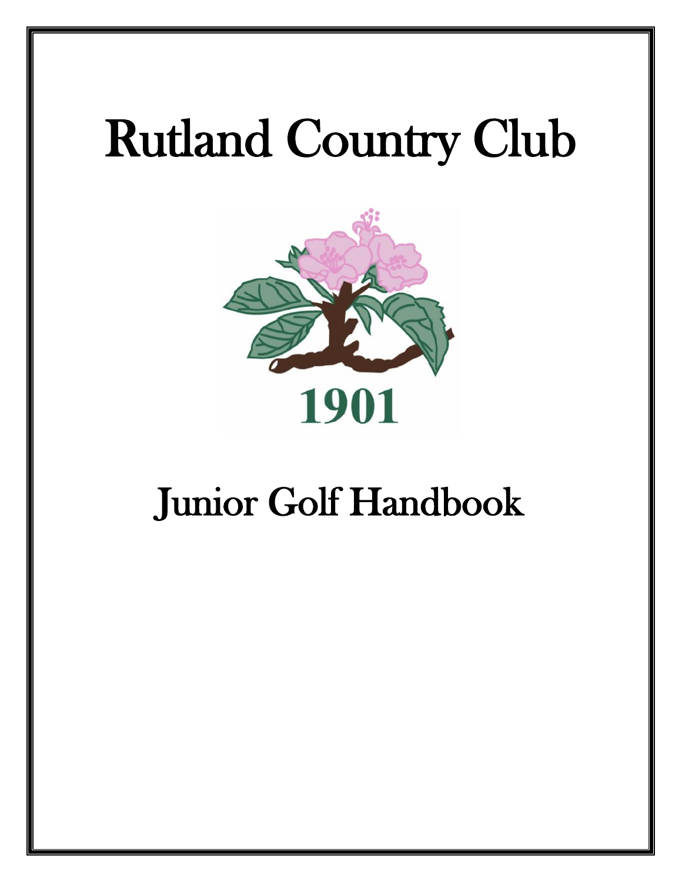# Rutland Country Club

1901

# Junior Golf Handbook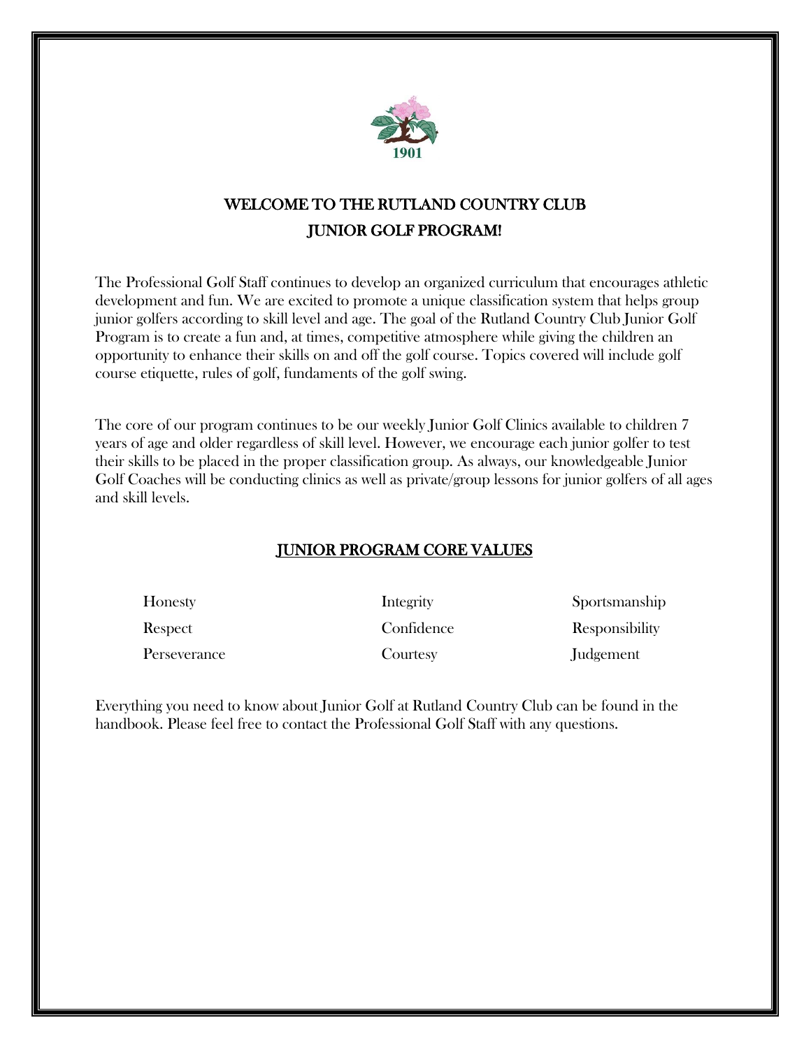1901

# WELCOME TO THE RUTLAND COUNTRY CLUB JUNIOR GOLF PROGRAM!

The Professional Golf Staff continues to develop an organized curriculum that encourages athletic development and fun. We are excited to promote a unique classification system that helps group junior golfers according to skill level and age. The goal of the Rutland Country Club Junior Golf Program is to create a fun and, at times, competitive atmosphere while giving the children an opportunity to enhance their skills on and off the golf course. Topics covered will include golf course etiquette, rules of golf, fundaments of the golf swing.

The core of our program continues to be our weekly Junior Golf Clinics available to children 7 years of age and older regardless of skill level. However, we encourage each junior golfer to test their skills to be placed in the proper classification group. As always, our knowledgeable Junior Golf Coaches will be conducting clinics as well as private/group lessons for junior golfers of all ages and skill levels.

## JUNIOR PROGRAM CORE VALUES

| | | |
|---|---|---|
| Honesty | Integrity | Sportsmanship |
| Respect | Confidence | Responsibility |
| Perseverance | Courtesy | Judgement |

Everything you need to know about Junior Golf at Rutland Country Club can be found in the handbook. Please feel free to contact the Professional Golf Staff with any questions.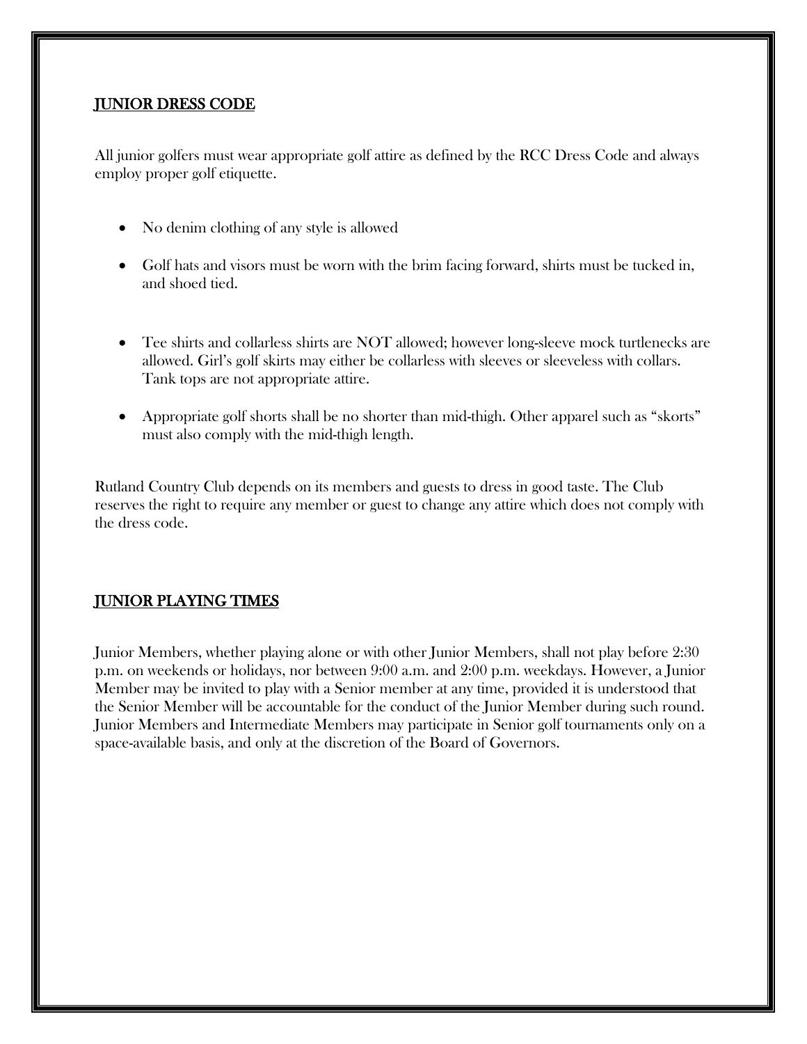## JUNIOR DRESS CODE

All junior golfers must wear appropriate golf attire as defined by the RCC Dress Code and always employ proper golf etiquette.

- No denim clothing of any style is allowed
- Golf hats and visors must be worn with the brim facing forward, shirts must be tucked in, and shoed tied.
- Tee shirts and collarless shirts are NOT allowed; however long-sleeve mock turtlenecks are allowed. Girl's golf skirts may either be collarless with sleeves or sleeveless with collars. Tank tops are not appropriate attire.
- Appropriate golf shorts shall be no shorter than mid-thigh. Other apparel such as "skorts" must also comply with the mid-thigh length.

Rutland Country Club depends on its members and guests to dress in good taste. The Club reserves the right to require any member or guest to change any attire which does not comply with the dress code.

## JUNIOR PLAYING TIMES

Junior Members, whether playing alone or with other Junior Members, shall not play before 2:30 p.m. on weekends or holidays, nor between 9:00 a.m. and 2:00 p.m. weekdays. However, a Junior Member may be invited to play with a Senior member at any time, provided it is understood that the Senior Member will be accountable for the conduct of the Junior Member during such round. Junior Members and Intermediate Members may participate in Senior golf tournaments only on a space-available basis, and only at the discretion of the Board of Governors.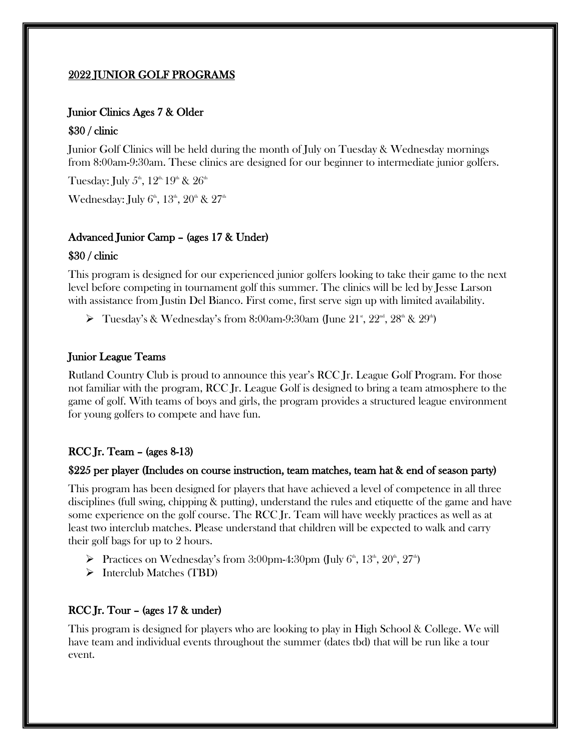## 2022 JUNIOR GOLF PROGRAMS

### Junior Clinics Ages 7 & Older

### $30 / clinic

Junior Golf Clinics will be held during the month of July on Tuesday & Wednesday mornings from 8:00am-9:30am. These clinics are designed for our beginner to intermediate junior golfers.

Tuesday: July 5th, 12th, 19th & 26th

Wednesday: July 6th, 13th, 20th & 27th

### Advanced Junior Camp – (ages 17 & Under)

### $30 / clinic

This program is designed for our experienced junior golfers looking to take their game to the next level before competing in tournament golf this summer. The clinics will be led by Jesse Larson with assistance from Justin Del Bianco. First come, first serve sign up with limited availability.

- Tuesday's & Wednesday's from 8:00am-9:30am (June 21st, 22nd, 28th & 29th)

### Junior League Teams

Rutland Country Club is proud to announce this year's RCC Jr. League Golf Program. For those not familiar with the program, RCC Jr. League Golf is designed to bring a team atmosphere to the game of golf. With teams of boys and girls, the program provides a structured league environment for young golfers to compete and have fun.

### RCC Jr. Team – (ages 8-13)

### $225 per player (Includes on course instruction, team matches, team hat & end of season party)

This program has been designed for players that have achieved a level of competence in all three disciplines (full swing, chipping & putting), understand the rules and etiquette of the game and have some experience on the golf course. The RCC Jr. Team will have weekly practices as well as at least two interclub matches. Please understand that children will be expected to walk and carry their golf bags for up to 2 hours.

- Practices on Wednesday's from 3:00pm-4:30pm (July 6th, 13th, 20th, 27th)
- Interclub Matches (TBD)

### RCC Jr. Tour – (ages 17 & under)

This program is designed for players who are looking to play in High School & College. We will have team and individual events throughout the summer (dates tbd) that will be run like a tour event.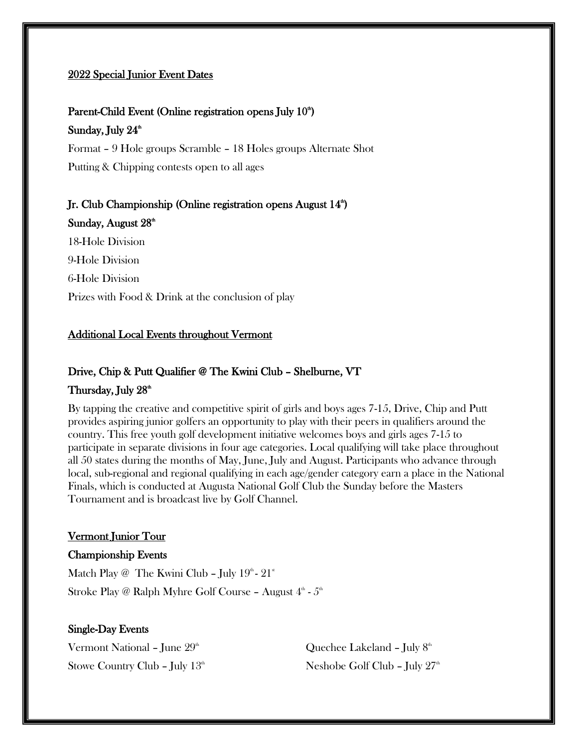## 2022 Special Junior Event Dates

### Parent-Child Event (Online registration opens July 10th)

### Sunday, July 24th

Format – 9 Hole groups Scramble – 18 Holes groups Alternate Shot

Putting & Chipping contests open to all ages

### Jr. Club Championship (Online registration opens August 14th)

### Sunday, August 28th

18-Hole Division

9-Hole Division

6-Hole Division

Prizes with Food & Drink at the conclusion of play

## Additional Local Events throughout Vermont

### Drive, Chip & Putt Qualifier @ The Kwini Club – Shelburne, VT

### Thursday, July 28th

By tapping the creative and competitive spirit of girls and boys ages 7-15, Drive, Chip and Putt provides aspiring junior golfers an opportunity to play with their peers in qualifiers around the country. This free youth golf development initiative welcomes boys and girls ages 7-15 to participate in separate divisions in four age categories. Local qualifying will take place throughout all 50 states during the months of May, June, July and August. Participants who advance through local, sub-regional and regional qualifying in each age/gender category earn a place in the National Finals, which is conducted at Augusta National Golf Club the Sunday before the Masters Tournament and is broadcast live by Golf Channel.

## Vermont Junior Tour

### Championship Events

Match Play @ The Kwini Club – July 19th - 21st

Stroke Play @ Ralph Myhre Golf Course – August 4th - 5th

### Single-Day Events

Vermont National – June 29th

Quechee Lakeland – July 8th

Stowe Country Club – July 13th

Neshobe Golf Club – July 27th